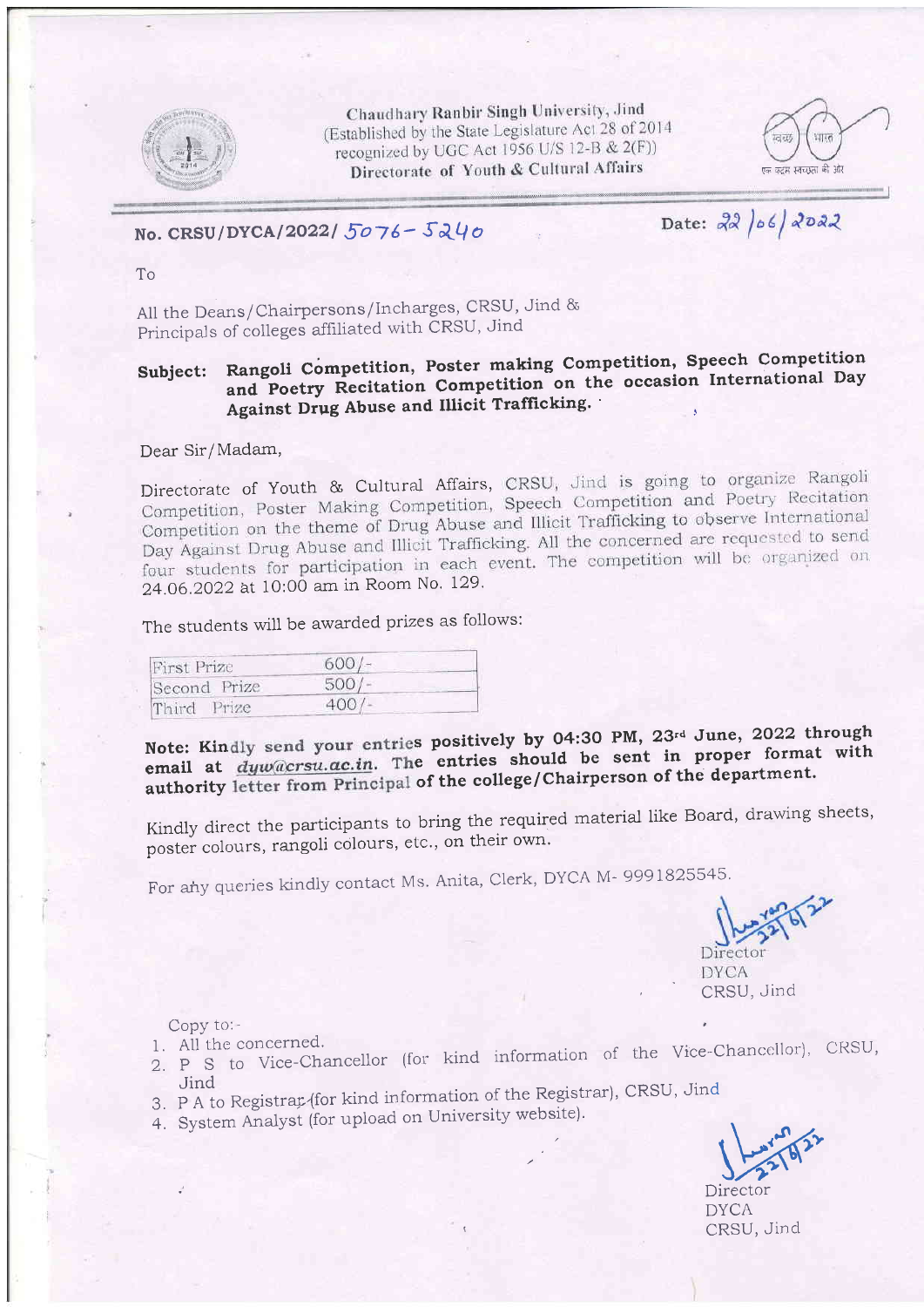**Chaudhary Ranbir Singh University, Jind**
(Established by the State Legislature Act 28 of 2014
recognized by UGC Act 1956 U/S 12-B & 2(F))
**Directorate of Youth & Cultural Affairs**

**No. CRSU/DYCA/2022/ 5076-5240** **Date: 22/06/2022**

To

All the Deans/Chairpersons/Incharges, CRSU, Jind &
Principals of colleges affiliated with CRSU, Jind

**Subject: Rangoli Competition, Poster making Competition, Speech Competition and Poetry Recitation Competition on the occasion International Day Against Drug Abuse and Illicit Trafficking.**

Dear Sir/Madam,

Directorate of Youth & Cultural Affairs, CRSU, Jind is going to organize Rangoli Competition, Poster Making Competition, Speech Competition and Poetry Recitation Competition on the theme of Drug Abuse and Illicit Trafficking to observe International Day Against Drug Abuse and Illicit Trafficking. All the concerned are requested to send four students for participation in each event. The competition will be organized on 24.06.2022 at 10:00 am in Room No. 129.

The students will be awarded prizes as follows:

| First Prize | 600/- |
|---|---|
| Second Prize | 500/- |
| Third Prize | 400/- |

**Note: Kindly send your entries positively by 04:30 PM, 23rd June, 2022 through email at *dyw@crsu.ac.in*. The entries should be sent in proper format with authority letter from Principal of the college/Chairperson of the department.**

Kindly direct the participants to bring the required material like Board, drawing sheets, poster colours, rangoli colours, etc., on their own.

For any queries kindly contact Ms. Anita, Clerk, DYCA M- 9991825545.

Director
DYCA
CRSU, Jind

Copy to:-

1. All the concerned.
2. P S to Vice-Chancellor (for kind information of the Vice-Chancellor), CRSU, Jind
3. P A to Registrar (for kind information of the Registrar), CRSU, Jind
4. System Analyst (for upload on University website).

Director
DYCA
CRSU, Jind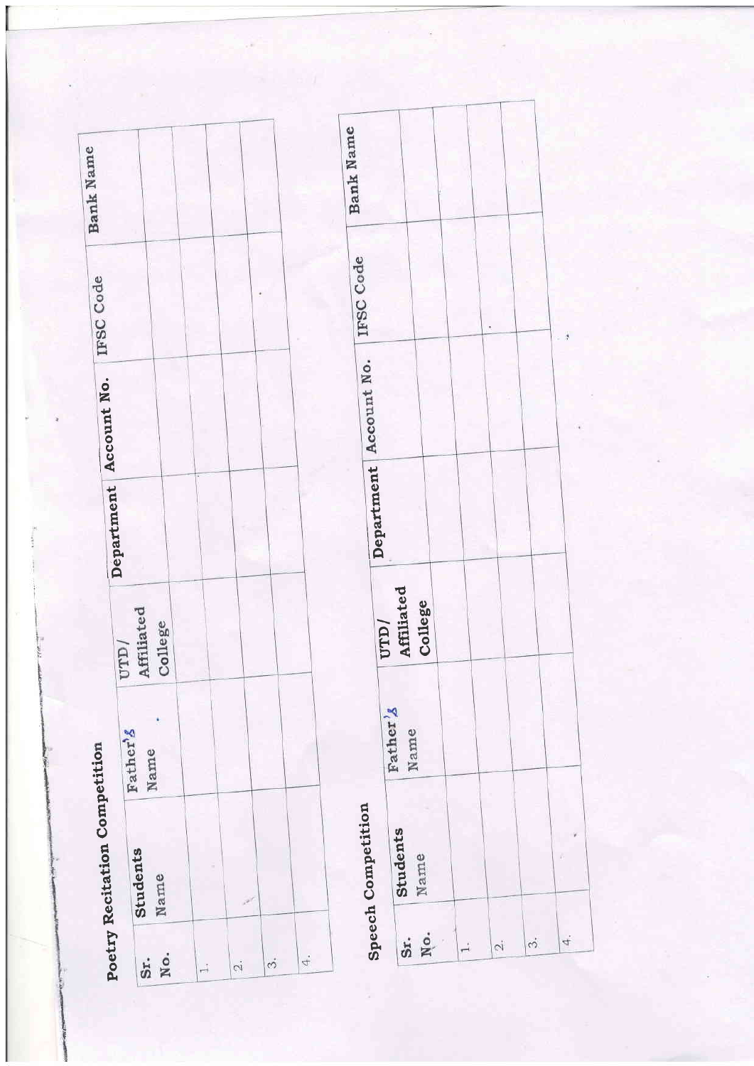## Poetry Recitation Competition

| Sr. No. | Students Name | Father's Name | UTD/ Affiliated College | Department | Account No. | IFSC Code | Bank Name |
|---|---|---|---|---|---|---|---|
| 1. | | | | | | | |
| 2. | | | | | | | |
| 3. | | | | | | | |
| 4. | | | | | | | |

## Speech Competition

| Sr. No. | Students Name | Father's Name | UTD/ Affiliated College | Department | Account No. | IFSC Code | Bank Name |
|---|---|---|---|---|---|---|---|
| 1. | | | | | | | |
| 2. | | | | | | | |
| 3. | | | | | | | |
| 4. | | | | | | | |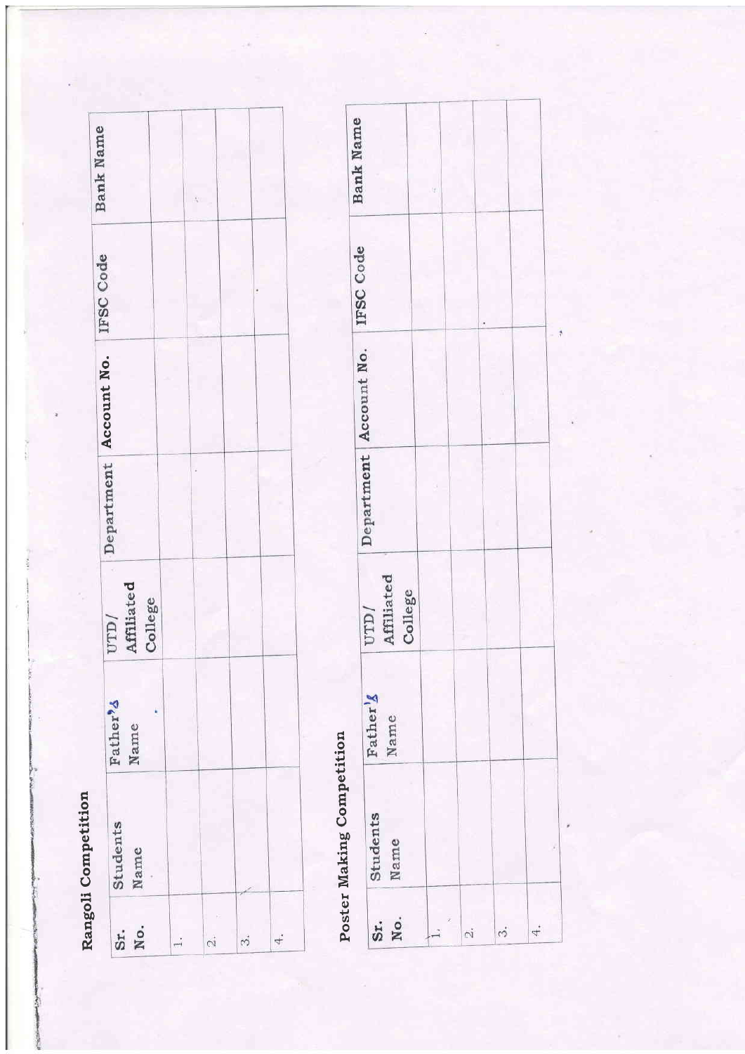**Rangoli Competition**

| Sr. No. | Students Name | Father's Name | UTD/ Affiliated College | Department | Account No. | IFSC Code | Bank Name |
|---|---|---|---|---|---|---|---|
| 1. | | | | | | | |
| 2. | | | | | | | |
| 3. | | | | | | | |
| 4. | | | | | | | |

**Poster Making Competition**

| Sr. No. | Students Name | Father's Name | UTD/ Affiliated College | Department | Account No. | IFSC Code | Bank Name |
|---|---|---|---|---|---|---|---|
| 1. | | | | | | | |
| 2. | | | | | | | |
| 3. | | | | | | | |
| 4. | | | | | | | |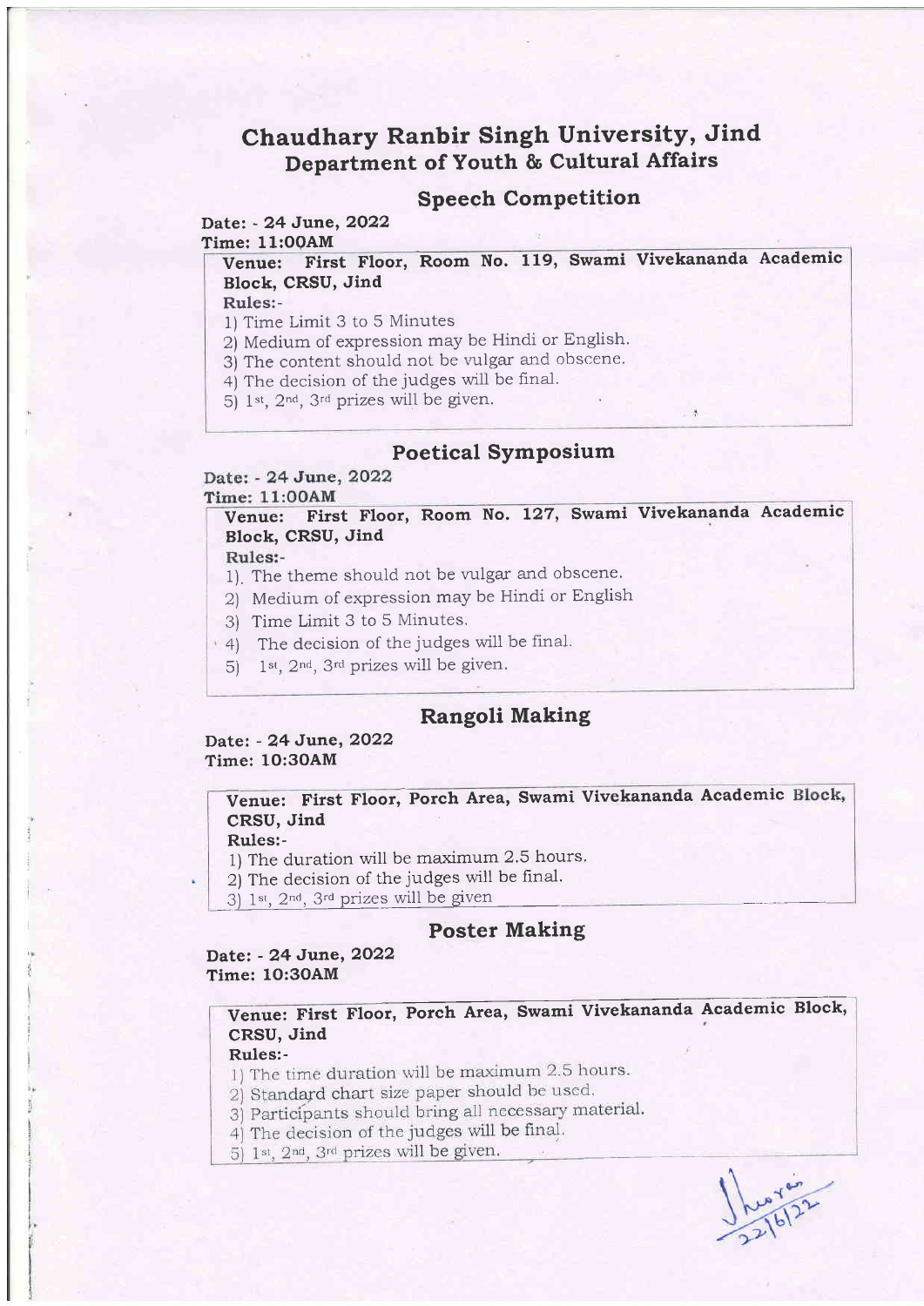# Chaudhary Ranbir Singh University, Jind

## Department of Youth & Cultural Affairs

### Speech Competition

**Date: - 24 June, 2022**
**Time: 11:00AM**

**Venue: First Floor, Room No. 119, Swami Vivekananda Academic Block, CRSU, Jind**

**Rules:-**

1) Time Limit 3 to 5 Minutes
2) Medium of expression may be Hindi or English.
3) The content should not be vulgar and obscene.
4) The decision of the judges will be final.
5) 1st, 2nd, 3rd prizes will be given.

### Poetical Symposium

**Date: - 24 June, 2022**
**Time: 11:00AM**

**Venue: First Floor, Room No. 127, Swami Vivekananda Academic Block, CRSU, Jind**

**Rules:-**

1). The theme should not be vulgar and obscene.
2) Medium of expression may be Hindi or English
3) Time Limit 3 to 5 Minutes.
4) The decision of the judges will be final.
5) 1st, 2nd, 3rd prizes will be given.

### Rangoli Making

**Date: - 24 June, 2022**
**Time: 10:30AM**

**Venue: First Floor, Porch Area, Swami Vivekananda Academic Block, CRSU, Jind**

**Rules:-**

1) The duration will be maximum 2.5 hours.
2) The decision of the judges will be final.
3) 1st, 2nd, 3rd prizes will be given

### Poster Making

**Date: - 24 June, 2022**
**Time: 10:30AM**

**Venue: First Floor, Porch Area, Swami Vivekananda Academic Block, CRSU, Jind**

**Rules:-**

1) The time duration will be maximum 2.5 hours.
2) Standard chart size paper should be used.
3) Participants should bring all necessary material.
4) The decision of the judges will be final.
5) 1st, 2nd, 3rd prizes will be given.

22/6/22